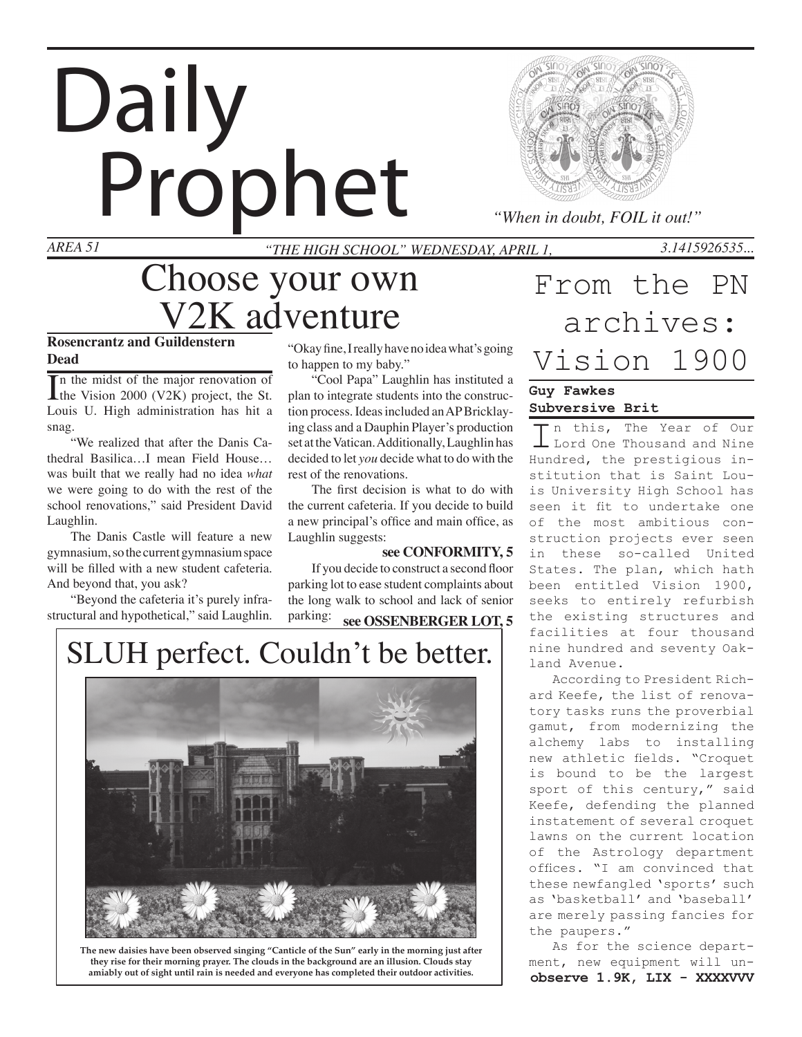# Daily Prophet

*"When in doubt, FOIL it out!"*

*AREA 51* *"THE HIGH SCHOOL" WEDNESDAY, APRIL 1,* *3.1415926535...*

## Choose your own V2K adventure

**Rosencrantz and Guildenstern Dead**

In the midst of the major renovation of the Vision 2000 (V2K) project, the St. Louis U. High administration has hit a snag.

"We realized that after the Danis Cathedral Basilica…I mean Field House…was built that we really had no idea *what* we were going to do with the rest of the school renovations," said President David Laughlin.

The Danis Castle will feature a new gymnasium, so the current gymnasium space will be filled with a new student cafeteria. And beyond that, you ask?

"Beyond the cafeteria it's purely infrastructural and hypothetical," said Laughlin. "Okay fine, I really have no idea what's going to happen to my baby."

"Cool Papa" Laughlin has instituted a plan to integrate students into the construction process. Ideas included an AP Bricklaying class and a Dauphin Player's production set at the Vatican. Additionally, Laughlin has decided to let *you* decide what to do with the rest of the renovations.

The first decision is what to do with the current cafeteria. If you decide to build a new principal's office and main office, as Laughlin suggests:

**see CONFORMITY, 5**

If you decide to construct a second floor parking lot to ease student complaints about the long walk to school and lack of senior parking: **see OSSENBERGER LOT, 5**

## SLUH perfect. Couldn't be better.

**The new daisies have been observed singing "Canticle of the Sun" early in the morning just after they rise for their morning prayer. The clouds in the background are an illusion. Clouds stay amiably out of sight until rain is needed and everyone has completed their outdoor activities.**

## From the PN archives: Vision 1900

**Guy Fawkes**
**Subversive Brit**

In this, The Year of Our Lord One Thousand and Nine Hundred, the prestigious institution that is Saint Louis University High School has seen it fit to undertake one of the most ambitious construction projects ever seen in these so-called United States. The plan, which hath been entitled Vision 1900, seeks to entirely refurbish the existing structures and facilities at four thousand nine hundred and seventy Oakland Avenue.

According to President Richard Keefe, the list of renovatory tasks runs the proverbial gamut, from modernizing the alchemy labs to installing new athletic fields. "Croquet is bound to be the largest sport of this century," said Keefe, defending the planned instatement of several croquet lawns on the current location of the Astrology department offices. "I am convinced that these newfangled 'sports' such as 'basketball' and 'baseball' are merely passing fancies for the paupers."

As for the science department, new equipment will un-

**observe 1.9K, LIX - XXXXVVV**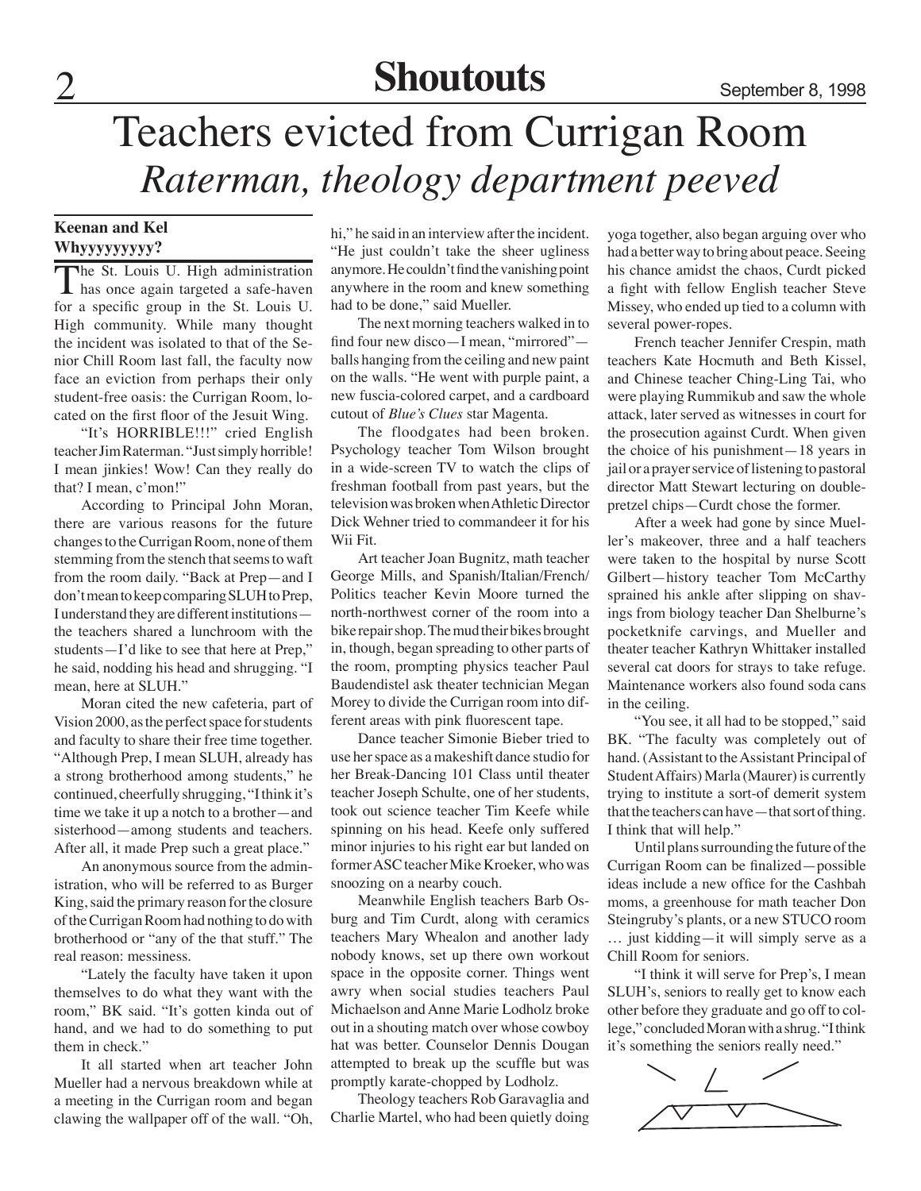# Teachers evicted from Currigan Room

## *Raterman, theology department peeved*

**Keenan and Kel**
**Whyyyyyyyyy?**

The St. Louis U. High administration has once again targeted a safe-haven for a specific group in the St. Louis U. High community. While many thought the incident was isolated to that of the Senior Chill Room last fall, the faculty now face an eviction from perhaps their only student-free oasis: the Currigan Room, located on the first floor of the Jesuit Wing.

"It's HORRIBLE!!!" cried English teacher Jim Raterman. "Just simply horrible! I mean jinkies! Wow! Can they really do that? I mean, c'mon!"

According to Principal John Moran, there are various reasons for the future changes to the Currigan Room, none of them stemming from the stench that seems to waft from the room daily. "Back at Prep—and I don't mean to keep comparing SLUH to Prep, I understand they are different institutions—the teachers shared a lunchroom with the students—I'd like to see that here at Prep," he said, nodding his head and shrugging. "I mean, here at SLUH."

Moran cited the new cafeteria, part of Vision 2000, as the perfect space for students and faculty to share their free time together. "Although Prep, I mean SLUH, already has a strong brotherhood among students," he continued, cheerfully shrugging, "I think it's time we take it up a notch to a brother—and sisterhood—among students and teachers. After all, it made Prep such a great place."

An anonymous source from the administration, who will be referred to as Burger King, said the primary reason for the closure of the Currigan Room had nothing to do with brotherhood or "any of the that stuff." The real reason: messiness.

"Lately the faculty have taken it upon themselves to do what they want with the room," BK said. "It's gotten kinda out of hand, and we had to do something to put them in check."

It all started when art teacher John Mueller had a nervous breakdown while at a meeting in the Currigan room and began clawing the wallpaper off of the wall. "Oh, hi," he said in an interview after the incident. "He just couldn't take the sheer ugliness anymore. He couldn't find the vanishing point anywhere in the room and knew something had to be done," said Mueller.

The next morning teachers walked in to find four new disco—I mean, "mirrored"—balls hanging from the ceiling and new paint on the walls. "He went with purple paint, a new fuscia-colored carpet, and a cardboard cutout of *Blue's Clues* star Magenta.

The floodgates had been broken. Psychology teacher Tom Wilson brought in a wide-screen TV to watch the clips of freshman football from past years, but the television was broken when Athletic Director Dick Wehner tried to commandeer it for his Wii Fit.

Art teacher Joan Bugnitz, math teacher George Mills, and Spanish/Italian/French/Politics teacher Kevin Moore turned the north-northwest corner of the room into a bike repair shop. The mud their bikes brought in, though, began spreading to other parts of the room, prompting physics teacher Paul Baudendistel ask theater technician Megan Morey to divide the Currigan room into different areas with pink fluorescent tape.

Dance teacher Simonie Bieber tried to use her space as a makeshift dance studio for her Break-Dancing 101 Class until theater teacher Joseph Schulte, one of her students, took out science teacher Tim Keefe while spinning on his head. Keefe only suffered minor injuries to his right ear but landed on former ASC teacher Mike Kroeker, who was snoozing on a nearby couch.

Meanwhile English teachers Barb Osburg and Tim Curdt, along with ceramics teachers Mary Whealon and another lady nobody knows, set up there own workout space in the opposite corner. Things went awry when social studies teachers Paul Michaelson and Anne Marie Lodholz broke out in a shouting match over whose cowboy hat was better. Counselor Dennis Dougan attempted to break up the scuffle but was promptly karate-chopped by Lodholz.

Theology teachers Rob Garavaglia and Charlie Martel, who had been quietly doing yoga together, also began arguing over who had a better way to bring about peace. Seeing his chance amidst the chaos, Curdt picked a fight with fellow English teacher Steve Missey, who ended up tied to a column with several power-ropes.

French teacher Jennifer Crespin, math teachers Kate Hocmuth and Beth Kissel, and Chinese teacher Ching-Ling Tai, who were playing Rummikub and saw the whole attack, later served as witnesses in court for the prosecution against Curdt. When given the choice of his punishment—18 years in jail or a prayer service of listening to pastoral director Matt Stewart lecturing on double-pretzel chips—Curdt chose the former.

After a week had gone by since Mueller's makeover, three and a half teachers were taken to the hospital by nurse Scott Gilbert—history teacher Tom McCarthy sprained his ankle after slipping on shavings from biology teacher Dan Shelburne's pocketknife carvings, and Mueller and theater teacher Kathryn Whittaker installed several cat doors for strays to take refuge. Maintenance workers also found soda cans in the ceiling.

"You see, it all had to be stopped," said BK. "The faculty was completely out of hand. (Assistant to the Assistant Principal of Student Affairs) Marla (Maurer) is currently trying to institute a sort-of demerit system that the teachers can have—that sort of thing. I think that will help."

Until plans surrounding the future of the Currigan Room can be finalized—possible ideas include a new office for the Cashbah moms, a greenhouse for math teacher Don Steingruby's plants, or a new STUCO room … just kidding—it will simply serve as a Chill Room for seniors.

"I think it will serve for Prep's, I mean SLUH's, seniors to really get to know each other before they graduate and go off to college," concluded Moran with a shrug. "I think it's something the seniors really need."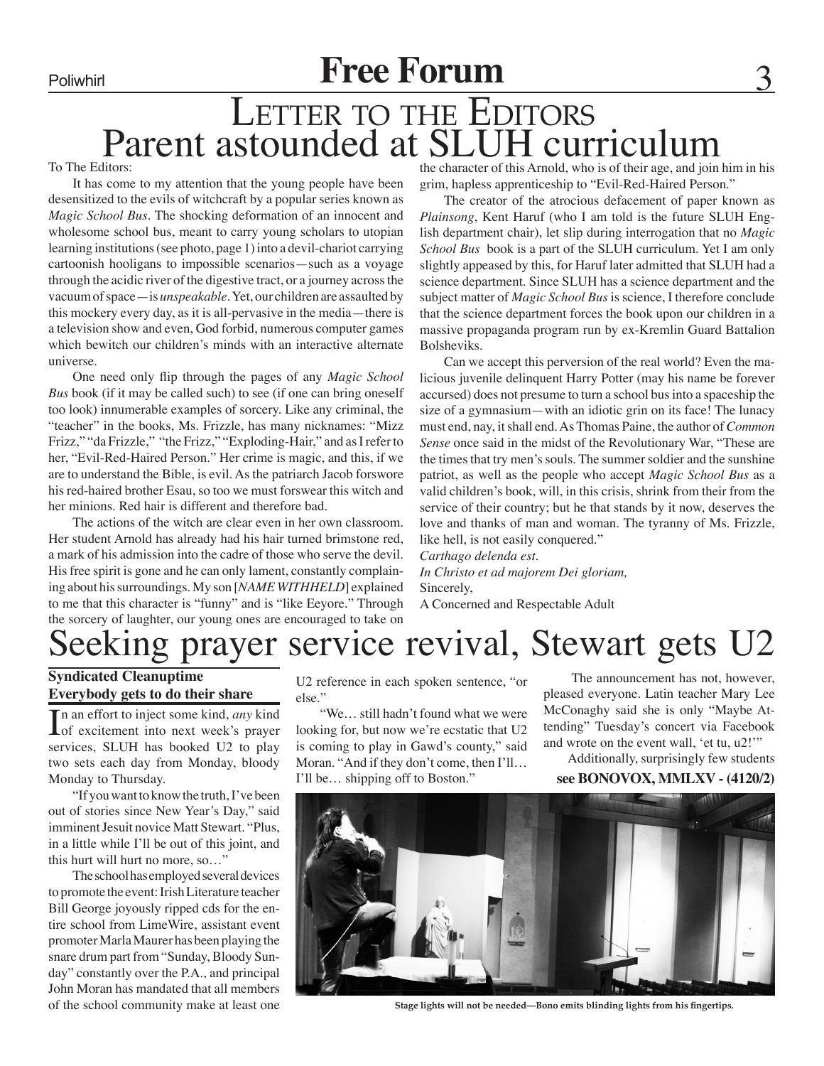# Free Forum

## Letter to the Editors

## Parent astounded at SLUH curriculum

To The Editors:

It has come to my attention that the young people have been desensitized to the evils of witchcraft by a popular series known as *Magic School Bus*. The shocking deformation of an innocent and wholesome school bus, meant to carry young scholars to utopian learning institutions (see photo, page 1) into a devil-chariot carrying cartoonish hooligans to impossible scenarios—such as a voyage through the acidic river of the digestive tract, or a journey across the vacuum of space—is *unspeakable*. Yet, our children are assaulted by this mockery every day, as it is all-pervasive in the media—there is a television show and even, God forbid, numerous computer games which bewitch our children's minds with an interactive alternate universe.

One need only flip through the pages of any *Magic School Bus* book (if it may be called such) to see (if one can bring oneself too look) innumerable examples of sorcery. Like any criminal, the "teacher" in the books, Ms. Frizzle, has many nicknames: "Mizz Frizz," "da Frizzle," "the Frizz," "Exploding-Hair," and as I refer to her, "Evil-Red-Haired Person." Her crime is magic, and this, if we are to understand the Bible, is evil. As the patriarch Jacob forswore his red-haired brother Esau, so too we must forswear this witch and her minions. Red hair is different and therefore bad.

The actions of the witch are clear even in her own classroom. Her student Arnold has already had his hair turned brimstone red, a mark of his admission into the cadre of those who serve the devil. His free spirit is gone and he can only lament, constantly complaining about his surroundings. My son [*NAME WITHHELD*] explained to me that this character is "funny" and is "like Eeyore." Through the sorcery of laughter, our young ones are encouraged to take on the character of this Arnold, who is of their age, and join him in his grim, hapless apprenticeship to "Evil-Red-Haired Person."

The creator of the atrocious defacement of paper known as *Plainsong*, Kent Haruf (who I am told is the future SLUH English department chair), let slip during interrogation that no *Magic School Bus* book is a part of the SLUH curriculum. Yet I am only slightly appeased by this, for Haruf later admitted that SLUH had a science department. Since SLUH has a science department and the subject matter of *Magic School Bus* is science, I therefore conclude that the science department forces the book upon our children in a massive propaganda program run by ex-Kremlin Guard Battalion Bolsheviks.

Can we accept this perversion of the real world? Even the malicious juvenile delinquent Harry Potter (may his name be forever accursed) does not presume to turn a school bus into a spaceship the size of a gymnasium—with an idiotic grin on its face! The lunacy must end, nay, it shall end. As Thomas Paine, the author of *Common Sense* once said in the midst of the Revolutionary War, "These are the times that try men's souls. The summer soldier and the sunshine patriot, as well as the people who accept *Magic School Bus* as a valid children's book, will, in this crisis, shrink from their from the service of their country; but he that stands by it now, deserves the love and thanks of man and woman. The tyranny of Ms. Frizzle, like hell, is not easily conquered."

*Carthago delenda est.*

*In Christo et ad majorem Dei gloriam,*

Sincerely,

A Concerned and Respectable Adult

# Seeking prayer service revival, Stewart gets U2

**Syndicated Cleanuptime**
**Everybody gets to do their share**

In an effort to inject some kind, *any* kind of excitement into next week's prayer services, SLUH has booked U2 to play two sets each day from Monday, bloody Monday to Thursday.

"If you want to know the truth, I've been out of stories since New Year's Day," said imminent Jesuit novice Matt Stewart. "Plus, in a little while I'll be out of this joint, and this hurt will hurt no more, so…"

The school has employed several devices to promote the event: Irish Literature teacher Bill George joyously ripped cds for the entire school from LimeWire, assistant event promoter Marla Maurer has been playing the snare drum part from "Sunday, Bloody Sunday" constantly over the P.A., and principal John Moran has mandated that all members of the school community make at least one U2 reference in each spoken sentence, "or else."

"We… still hadn't found what we were looking for, but now we're ecstatic that U2 is coming to play in Gawd's county," said Moran. "And if they don't come, then I'll… I'll be… shipping off to Boston."

The announcement has not, however, pleased everyone. Latin teacher Mary Lee McConaghy said she is only "Maybe Attending" Tuesday's concert via Facebook and wrote on the event wall, 'et tu, u2!'"

Additionally, surprisingly few students

**see BONOVOX, MMLXV - (4120/2)**

Stage lights will not be needed—Bono emits blinding lights from his fingertips.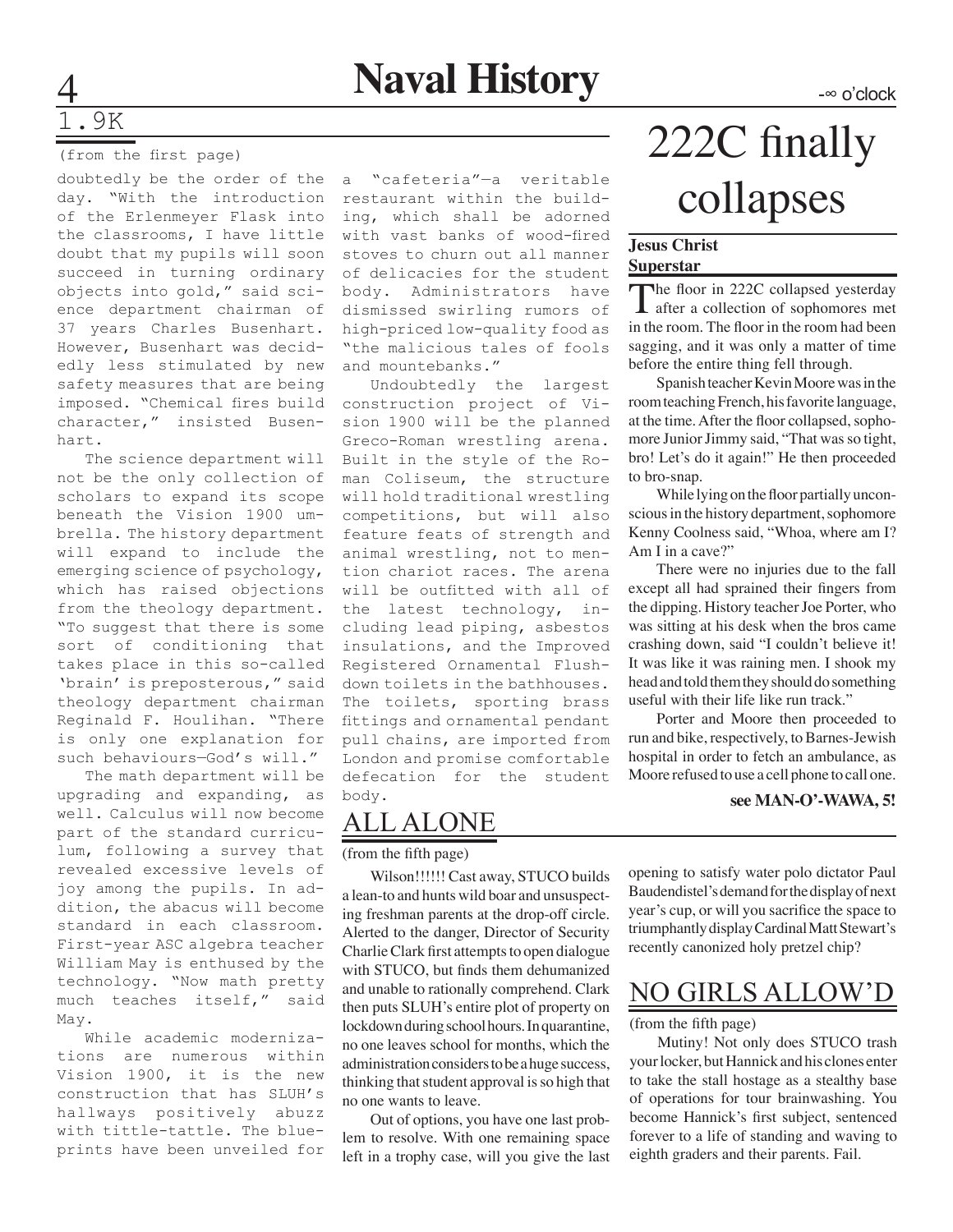## 1.9K

(from the first page)

doubtedly be the order of the day. "With the introduction of the Erlenmeyer Flask into the classrooms, I have little doubt that my pupils will soon succeed in turning ordinary objects into gold," said science department chairman of 37 years Charles Busenhart. However, Busenhart was decidedly less stimulated by new safety measures that are being imposed. "Chemical fires build character," insisted Busenhart.

The science department will not be the only collection of scholars to expand its scope beneath the Vision 1900 umbrella. The history department will expand to include the emerging science of psychology, which has raised objections from the theology department. "To suggest that there is some sort of conditioning that takes place in this so-called 'brain' is preposterous," said theology department chairman Reginald F. Houlihan. "There is only one explanation for such behaviours—God's will."

The math department will be upgrading and expanding, as well. Calculus will now become part of the standard curriculum, following a survey that revealed excessive levels of joy among the pupils. In addition, the abacus will become standard in each classroom. First-year ASC algebra teacher William May is enthused by the technology. "Now math pretty much teaches itself," said May.

While academic modernizations are numerous within Vision 1900, it is the new construction that has SLUH's hallways positively abuzz with tittle-tattle. The blueprints have been unveiled for a "cafeteria"—a veritable restaurant within the building, which shall be adorned with vast banks of wood-fired stoves to churn out all manner of delicacies for the student body. Administrators have dismissed swirling rumors of high-priced low-quality food as "the malicious tales of fools and mountebanks."

Undoubtedly the largest construction project of Vision 1900 will be the planned Greco-Roman wrestling arena. Built in the style of the Roman Coliseum, the structure will hold traditional wrestling competitions, but will also feature feats of strength and animal wrestling, not to mention chariot races. The arena will be outfitted with all of the latest technology, including lead piping, asbestos insulations, and the Improved Registered Ornamental Flush-down toilets in the bathhouses. The toilets, sporting brass fittings and ornamental pendant pull chains, are imported from London and promise comfortable defecation for the student body.

# 222C finally collapses

**Jesus Christ Superstar**

The floor in 222C collapsed yesterday after a collection of sophomores met in the room. The floor in the room had been sagging, and it was only a matter of time before the entire thing fell through.

Spanish teacher Kevin Moore was in the room teaching French, his favorite language, at the time. After the floor collapsed, sophomore Junior Jimmy said, "That was so tight, bro! Let's do it again!" He then proceeded to bro-snap.

While lying on the floor partially unconscious in the history department, sophomore Kenny Coolness said, "Whoa, where am I? Am I in a cave?"

There were no injuries due to the fall except all had sprained their fingers from the dipping. History teacher Joe Porter, who was sitting at his desk when the bros came crashing down, said "I couldn't believe it! It was like it was raining men. I shook my head and told them they should do something useful with their life like run track."

Porter and Moore then proceeded to run and bike, respectively, to Barnes-Jewish hospital in order to fetch an ambulance, as Moore refused to use a cell phone to call one.

**see MAN-O'-WAWA, 5!**

## ALL ALONE

(from the fifth page)

Wilson!!!!!! Cast away, STUCO builds a lean-to and hunts wild boar and unsuspecting freshman parents at the drop-off circle. Alerted to the danger, Director of Security Charlie Clark first attempts to open dialogue with STUCO, but finds them dehumanized and unable to rationally comprehend. Clark then puts SLUH's entire plot of property on lockdown during school hours. In quarantine, no one leaves school for months, which the administration considers to be a huge success, thinking that student approval is so high that no one wants to leave.

Out of options, you have one last problem to resolve. With one remaining space left in a trophy case, will you give the last opening to satisfy water polo dictator Paul Baudendistel's demand for the display of next year's cup, or will you sacrifice the space to triumphantly display Cardinal Matt Stewart's recently canonized holy pretzel chip?

## NO GIRLS ALLOW'D

(from the fifth page)

Mutiny! Not only does STUCO trash your locker, but Hannick and his clones enter to take the stall hostage as a stealthy base of operations for tour brainwashing. You become Hannick's first subject, sentenced forever to a life of standing and waving to eighth graders and their parents. Fail.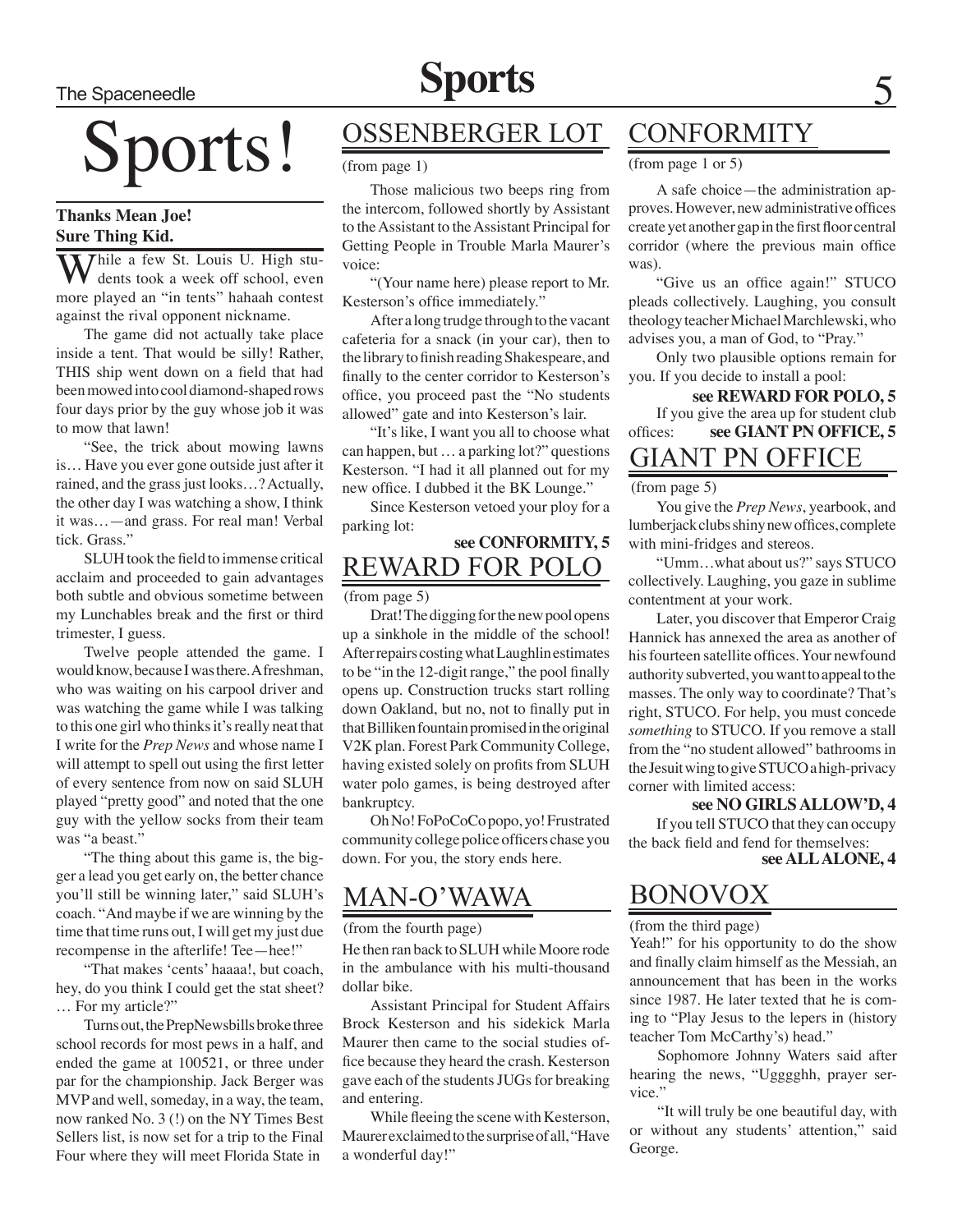# Sports!

**Thanks Mean Joe!**
**Sure Thing Kid.**

While a few St. Louis U. High students took a week off school, even more played an "in tents" hahaah contest against the rival opponent nickname.

The game did not actually take place inside a tent. That would be silly! Rather, THIS ship went down on a field that had been mowed into cool diamond-shaped rows four days prior by the guy whose job it was to mow that lawn!

"See, the trick about mowing lawns is… Have you ever gone outside just after it rained, and the grass just looks…? Actually, the other day I was watching a show, I think it was…—and grass. For real man! Verbal tick. Grass."

SLUH took the field to immense critical acclaim and proceeded to gain advantages both subtle and obvious sometime between my Lunchables break and the first or third trimester, I guess.

Twelve people attended the game. I would know, because I was there. A freshman, who was waiting on his carpool driver and was watching the game while I was talking to this one girl who thinks it's really neat that I write for the *Prep News* and whose name I will attempt to spell out using the first letter of every sentence from now on said SLUH played "pretty good" and noted that the one guy with the yellow socks from their team was "a beast."

"The thing about this game is, the bigger a lead you get early on, the better chance you'll still be winning later," said SLUH's coach. "And maybe if we are winning by the time that time runs out, I will get my just due recompense in the afterlife! Tee—hee!"

"That makes 'cents' haaaa!, but coach, hey, do you think I could get the stat sheet? … For my article?"

Turns out, the PrepNewsbills broke three school records for most pews in a half, and ended the game at 100521, or three under par for the championship. Jack Berger was MVP and well, someday, in a way, the team, now ranked No. 3 (!) on the NY Times Best Sellers list, is now set for a trip to the Final Four where they will meet Florida State in

## OSSENBERGER LOT

(from page 1)

Those malicious two beeps ring from the intercom, followed shortly by Assistant to the Assistant to the Assistant Principal for Getting People in Trouble Marla Maurer's voice:

"(Your name here) please report to Mr. Kesterson's office immediately."

After a long trudge through to the vacant cafeteria for a snack (in your car), then to the library to finish reading Shakespeare, and finally to the center corridor to Kesterson's office, you proceed past the "No students allowed" gate and into Kesterson's lair.

"It's like, I want you all to choose what can happen, but … a parking lot?" questions Kesterson. "I had it all planned out for my new office. I dubbed it the BK Lounge."

Since Kesterson vetoed your ploy for a parking lot:

**see CONFORMITY, 5**

## REWARD FOR POLO

(from page 5)

Drat! The digging for the new pool opens up a sinkhole in the middle of the school! After repairs costing what Laughlin estimates to be "in the 12-digit range," the pool finally opens up. Construction trucks start rolling down Oakland, but no, not to finally put in that Billiken fountain promised in the original V2K plan. Forest Park Community College, having existed solely on profits from SLUH water polo games, is being destroyed after bankruptcy.

Oh No! FoPoCoCo popo, yo! Frustrated community college police officers chase you down. For you, the story ends here.

## MAN-O'WAWA

(from the fourth page)

He then ran back to SLUH while Moore rode in the ambulance with his multi-thousand dollar bike.

Assistant Principal for Student Affairs Brock Kesterson and his sidekick Marla Maurer then came to the social studies office because they heard the crash. Kesterson gave each of the students JUGs for breaking and entering.

While fleeing the scene with Kesterson, Maurer exclaimed to the surprise of all, "Have a wonderful day!"

## CONFORMITY

(from page 1 or 5)

A safe choice—the administration approves. However, new administrative offices create yet another gap in the first floor central corridor (where the previous main office was).

"Give us an office again!" STUCO pleads collectively. Laughing, you consult theology teacher Michael Marchlewski, who advises you, a man of God, to "Pray."

Only two plausible options remain for you. If you decide to install a pool:

**see REWARD FOR POLO, 5**

If you give the area up for student club offices: **see GIANT PN OFFICE, 5**

## GIANT PN OFFICE

(from page 5)

You give the *Prep News*, yearbook, and lumberjack clubs shiny new offices, complete with mini-fridges and stereos.

"Umm…what about us?" says STUCO collectively. Laughing, you gaze in sublime contentment at your work.

Later, you discover that Emperor Craig Hannick has annexed the area as another of his fourteen satellite offices. Your newfound authority subverted, you want to appeal to the masses. The only way to coordinate? That's right, STUCO. For help, you must concede *something* to STUCO. If you remove a stall from the "no student allowed" bathrooms in the Jesuit wing to give STUCO a high-privacy corner with limited access:

**see NO GIRLS ALLOW'D, 4**

If you tell STUCO that they can occupy the back field and fend for themselves:

**see ALL ALONE, 4**

## BONOVOX

(from the third page)

Yeah!" for his opportunity to do the show and finally claim himself as the Messiah, an announcement that has been in the works since 1987. He later texted that he is coming to "Play Jesus to the lepers in (history teacher Tom McCarthy's) head."

Sophomore Johnny Waters said after hearing the news, "Ugggghh, prayer service."

"It will truly be one beautiful day, with or without any students' attention," said George.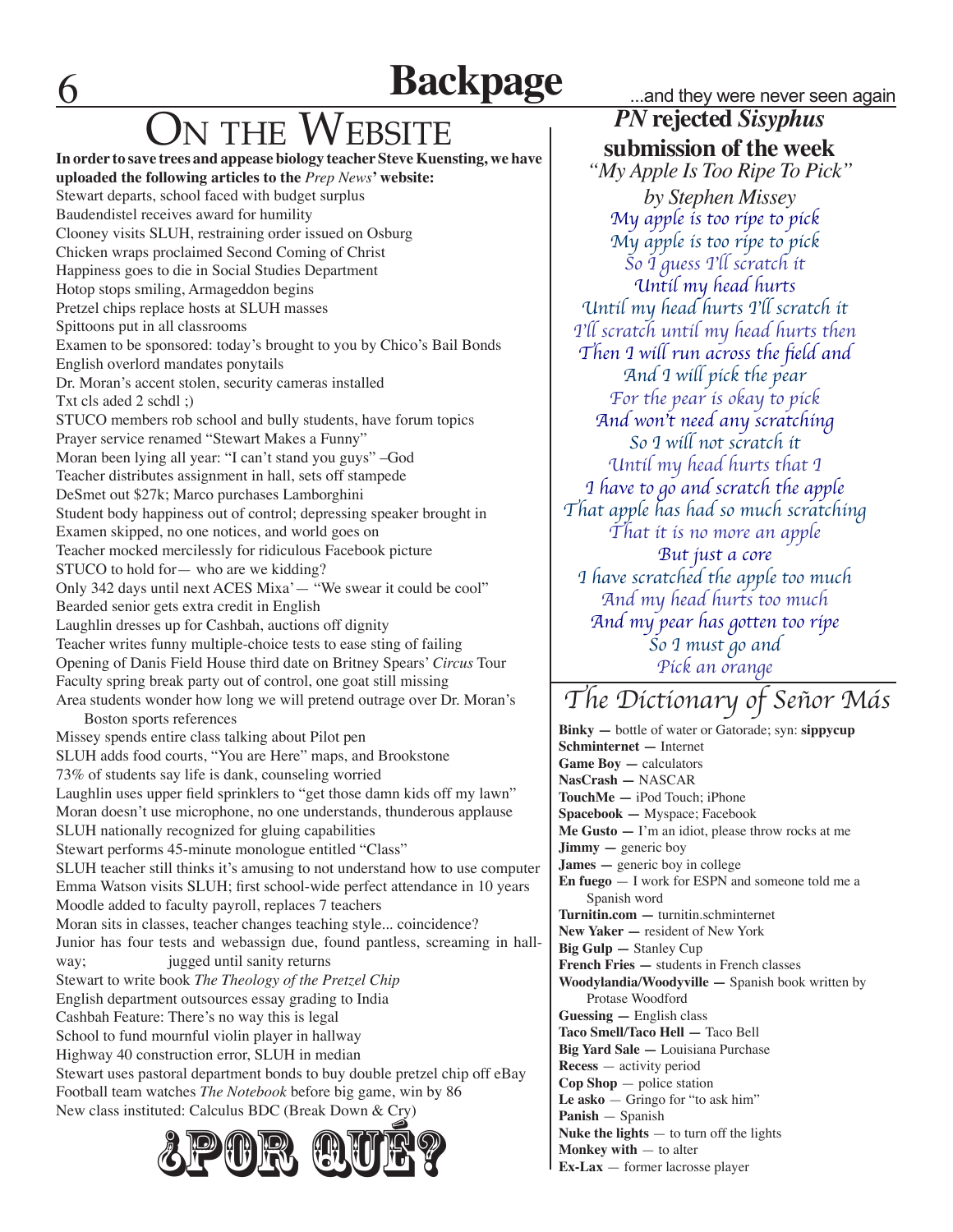# Backpage

...and they were never seen again

## On the Website

**In order to save trees and appease biology teacher Steve Kuensting, we have uploaded the following articles to the *Prep News*' website:**

Stewart departs, school faced with budget surplus
Baudendistel receives award for humility
Clooney visits SLUH, restraining order issued on Osburg
Chicken wraps proclaimed Second Coming of Christ
Happiness goes to die in Social Studies Department
Hotop stops smiling, Armageddon begins
Pretzel chips replace hosts at SLUH masses
Spittoons put in all classrooms
Examen to be sponsored: today's brought to you by Chico's Bail Bonds
English overlord mandates ponytails
Dr. Moran's accent stolen, security cameras installed
Txt cls aded 2 schdl ;)
STUCO members rob school and bully students, have forum topics
Prayer service renamed "Stewart Makes a Funny"
Moran been lying all year: "I can't stand you guys" –God
Teacher distributes assignment in hall, sets off stampede
DeSmet out $27k; Marco purchases Lamborghini
Student body happiness out of control; depressing speaker brought in
Examen skipped, no one notices, and world goes on
Teacher mocked mercilessly for ridiculous Facebook picture
STUCO to hold for— who are we kidding?
Only 342 days until next ACES Mixa'— "We swear it could be cool"
Bearded senior gets extra credit in English
Laughlin dresses up for Cashbah, auctions off dignity
Teacher writes funny multiple-choice tests to ease sting of failing
Opening of Danis Field House third date on Britney Spears' *Circus* Tour
Faculty spring break party out of control, one goat still missing
Area students wonder how long we will pretend outrage over Dr. Moran's Boston sports references
Missey spends entire class talking about Pilot pen
SLUH adds food courts, "You are Here" maps, and Brookstone
73% of students say life is dank, counseling worried
Laughlin uses upper field sprinklers to "get those damn kids off my lawn"
Moran doesn't use microphone, no one understands, thunderous applause
SLUH nationally recognized for gluing capabilities
Stewart performs 45-minute monologue entitled "Class"
SLUH teacher still thinks it's amusing to not understand how to use computer
Emma Watson visits SLUH; first school-wide perfect attendance in 10 years
Moodle added to faculty payroll, replaces 7 teachers
Moran sits in classes, teacher changes teaching style... coincidence?
Junior has four tests and webassign due, found pantless, screaming in hallway; jugged until sanity returns
Stewart to write book *The Theology of the Pretzel Chip*
English department outsources essay grading to India
Cashbah Feature: There's no way this is legal
School to fund mournful violin player in hallway
Highway 40 construction error, SLUH in median
Stewart uses pastoral department bonds to buy double pretzel chip off eBay
Football team watches *The Notebook* before big game, win by 86
New class instituted: Calculus BDC (Break Down & Cry)

¿POR QUÉ?

## *PN* rejected *Sisyphus* submission of the week

### *"My Apple Is Too Ripe To Pick"*

*by Stephen Missey*

My apple is too ripe to pick
My apple is too ripe to pick
So I guess I'll scratch it
Until my head hurts
Until my head hurts I'll scratch it
I'll scratch until my head hurts then
Then I will run across the field and
And I will pick the pear
For the pear is okay to pick
And won't need any scratching
So I will not scratch it
Until my head hurts that I
I have to go and scratch the apple
That apple has had so much scratching
That it is no more an apple
But just a core
I have scratched the apple too much
And my head hurts too much
And my pear has gotten too ripe
So I must go and
Pick an orange

## The Dictionary of Señor Más

**Binky —** bottle of water or Gatorade; syn: **sippycup**
**Schminternet —** Internet
**Game Boy —** calculators
**NasCrash —** NASCAR
**TouchMe —** iPod Touch; iPhone
**Spacebook —** Myspace; Facebook
**Me Gusto —** I'm an idiot, please throw rocks at me
**Jimmy —** generic boy
**James —** generic boy in college
**En fuego** — I work for ESPN and someone told me a Spanish word
**Turnitin.com —** turnitin.schminternet
**New Yaker —** resident of New York
**Big Gulp —** Stanley Cup
**French Fries —** students in French classes
**Woodylandia/Woodyville —** Spanish book written by Protase Woodford
**Guessing —** English class
**Taco Smell/Taco Hell —** Taco Bell
**Big Yard Sale —** Louisiana Purchase
**Recess** — activity period
**Cop Shop** — police station
**Le asko** — Gringo for "to ask him"
**Panish** — Spanish
**Nuke the lights** — to turn off the lights
**Monkey with** — to alter
**Ex-Lax** — former lacrosse player